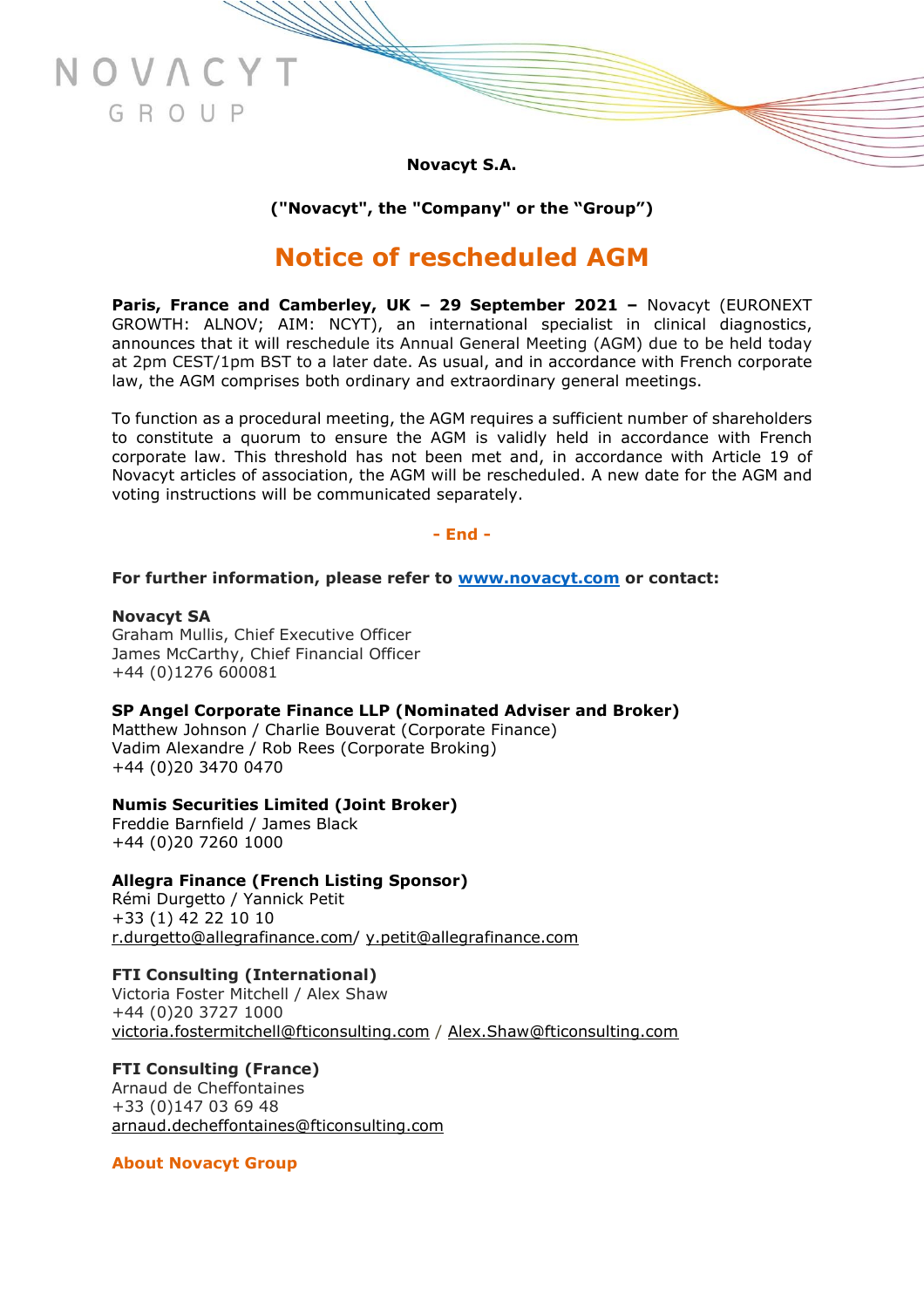**Novacyt S.A.**

**("Novacyt", the "Company" or the "Group")**

# Notice of rescheduled AGM

**Paris, France and Camberley, UK – 29 September 2021 –** Novacyt (EURONEXT GROWTH: ALNOV; AIM: NCYT), an international specialist in clinical diagnostics, announces that it will reschedule its Annual General Meeting (AGM) due to be held today at 2pm CEST/1pm BST to a later date. As usual, and in accordance with French corporate law, the AGM comprises both ordinary and extraordinary general meetings.

To function as a procedural meeting, the AGM requires a sufficient number of shareholders to constitute a quorum to ensure the AGM is validly held in accordance with French corporate law. This threshold has not been met and, in accordance with Article 19 of Novacyt articles of association, the AGM will be rescheduled. A new date for the AGM and voting instructions will be communicated separately.

**- End -**

**For further information, please refer to www.novacyt.com or contact:**

**Novacyt SA**
Graham Mullis, Chief Executive Officer
James McCarthy, Chief Financial Officer
+44 (0)1276 600081

**SP Angel Corporate Finance LLP (Nominated Adviser and Broker)**
Matthew Johnson / Charlie Bouverat (Corporate Finance)
Vadim Alexandre / Rob Rees (Corporate Broking)
+44 (0)20 3470 0470

**Numis Securities Limited (Joint Broker)**
Freddie Barnfield / James Black
+44 (0)20 7260 1000

**Allegra Finance (French Listing Sponsor)**
Rémi Durgetto / Yannick Petit
+33 (1) 42 22 10 10
r.durgetto@allegrafinance.com/ y.petit@allegrafinance.com

**FTI Consulting (International)**
Victoria Foster Mitchell / Alex Shaw
+44 (0)20 3727 1000
victoria.fostermitchell@fticonsulting.com / Alex.Shaw@fticonsulting.com

**FTI Consulting (France)**
Arnaud de Cheffontaines
+33 (0)147 03 69 48
arnaud.decheffontaines@fticonsulting.com

**About Novacyt Group**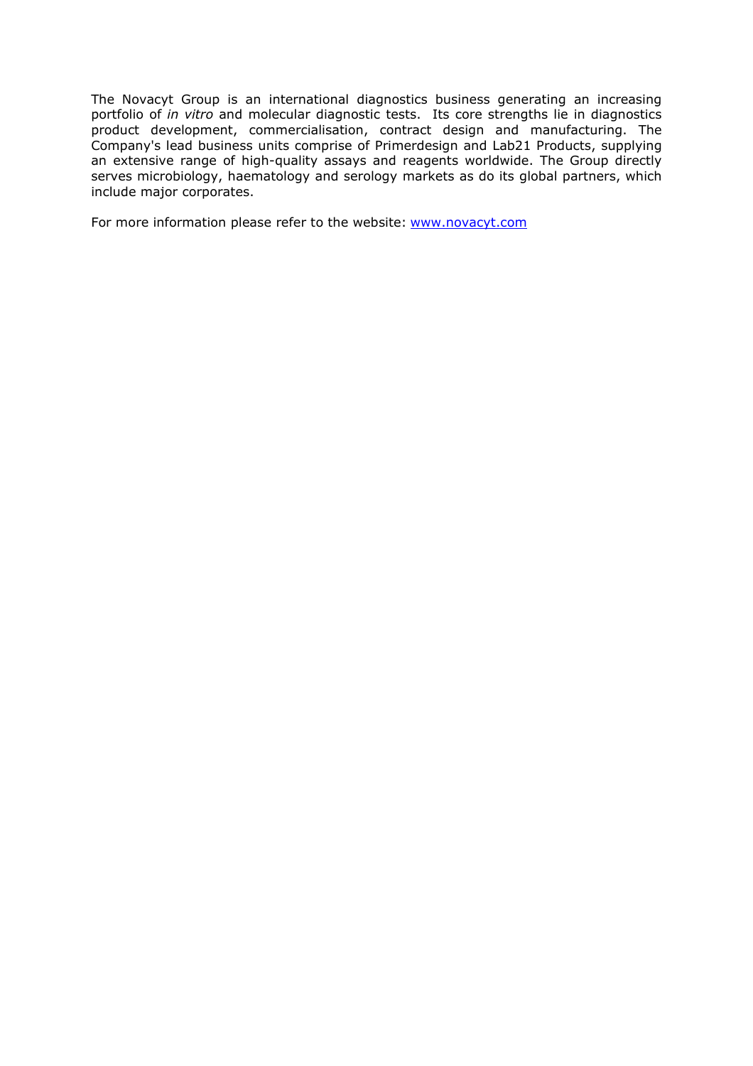The Novacyt Group is an international diagnostics business generating an increasing portfolio of *in vitro* and molecular diagnostic tests. Its core strengths lie in diagnostics product development, commercialisation, contract design and manufacturing. The Company's lead business units comprise of Primerdesign and Lab21 Products, supplying an extensive range of high-quality assays and reagents worldwide. The Group directly serves microbiology, haematology and serology markets as do its global partners, which include major corporates.

For more information please refer to the website: [www.novacyt.com](http://www.novacyt.com)